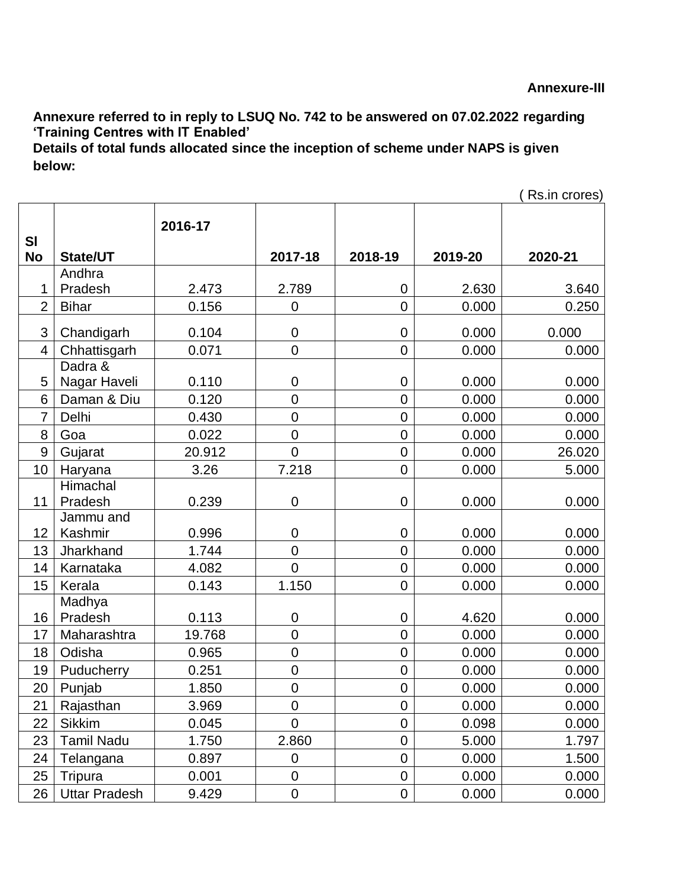**Annexure-III**

**Annexure referred to in reply to LSUQ No. 742 to be answered on 07.02.2022 regarding 'Training Centres with IT Enabled'**

**Details of total funds allocated since the inception of scheme under NAPS is given below:**

( Rs.in crores)

| Sl No | State/UT | 2016-17 | 2017-18 | 2018-19 | 2019-20 | 2020-21 |
|---|---|---|---|---|---|---|
| 1 | Andhra Pradesh | 2.473 | 2.789 | 0 | 2.630 | 3.640 |
| 2 | Bihar | 0.156 | 0 | 0 | 0.000 | 0.250 |
| 3 | Chandigarh | 0.104 | 0 | 0 | 0.000 | 0.000 |
| 4 | Chhattisgarh | 0.071 | 0 | 0 | 0.000 | 0.000 |
| 5 | Dadra & Nagar Haveli | 0.110 | 0 | 0 | 0.000 | 0.000 |
| 6 | Daman & Diu | 0.120 | 0 | 0 | 0.000 | 0.000 |
| 7 | Delhi | 0.430 | 0 | 0 | 0.000 | 0.000 |
| 8 | Goa | 0.022 | 0 | 0 | 0.000 | 0.000 |
| 9 | Gujarat | 20.912 | 0 | 0 | 0.000 | 26.020 |
| 10 | Haryana | 3.26 | 7.218 | 0 | 0.000 | 5.000 |
| 11 | Himachal Pradesh | 0.239 | 0 | 0 | 0.000 | 0.000 |
| 12 | Jammu and Kashmir | 0.996 | 0 | 0 | 0.000 | 0.000 |
| 13 | Jharkhand | 1.744 | 0 | 0 | 0.000 | 0.000 |
| 14 | Karnataka | 4.082 | 0 | 0 | 0.000 | 0.000 |
| 15 | Kerala | 0.143 | 1.150 | 0 | 0.000 | 0.000 |
| 16 | Madhya Pradesh | 0.113 | 0 | 0 | 4.620 | 0.000 |
| 17 | Maharashtra | 19.768 | 0 | 0 | 0.000 | 0.000 |
| 18 | Odisha | 0.965 | 0 | 0 | 0.000 | 0.000 |
| 19 | Puducherry | 0.251 | 0 | 0 | 0.000 | 0.000 |
| 20 | Punjab | 1.850 | 0 | 0 | 0.000 | 0.000 |
| 21 | Rajasthan | 3.969 | 0 | 0 | 0.000 | 0.000 |
| 22 | Sikkim | 0.045 | 0 | 0 | 0.098 | 0.000 |
| 23 | Tamil Nadu | 1.750 | 2.860 | 0 | 5.000 | 1.797 |
| 24 | Telangana | 0.897 | 0 | 0 | 0.000 | 1.500 |
| 25 | Tripura | 0.001 | 0 | 0 | 0.000 | 0.000 |
| 26 | Uttar Pradesh | 9.429 | 0 | 0 | 0.000 | 0.000 |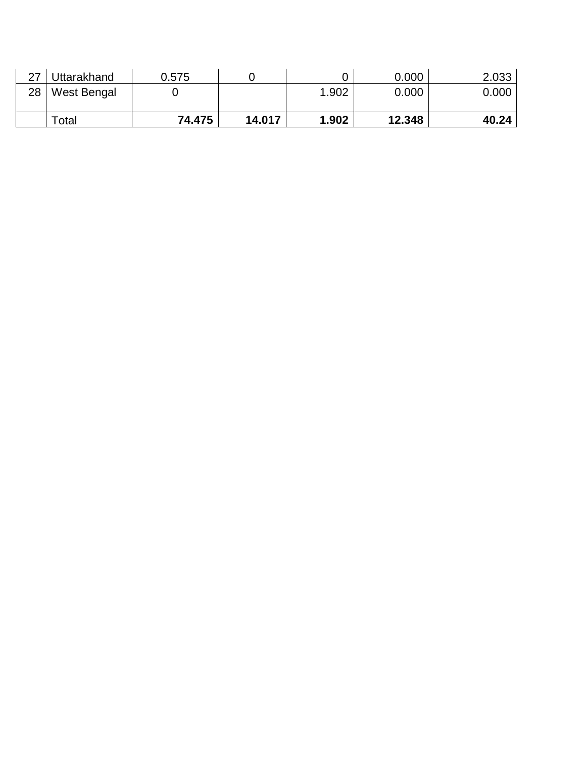| | | | | | | |
|---|---|---|---|---|---|---|
| 27 | Uttarakhand | 0.575 | 0 | 0 | 0.000 | 2.033 |
| 28 | West Bengal | 0 | | 1.902 | 0.000 | 0.000 |
| | Total | **74.475** | **14.017** | **1.902** | **12.348** | **40.24** |